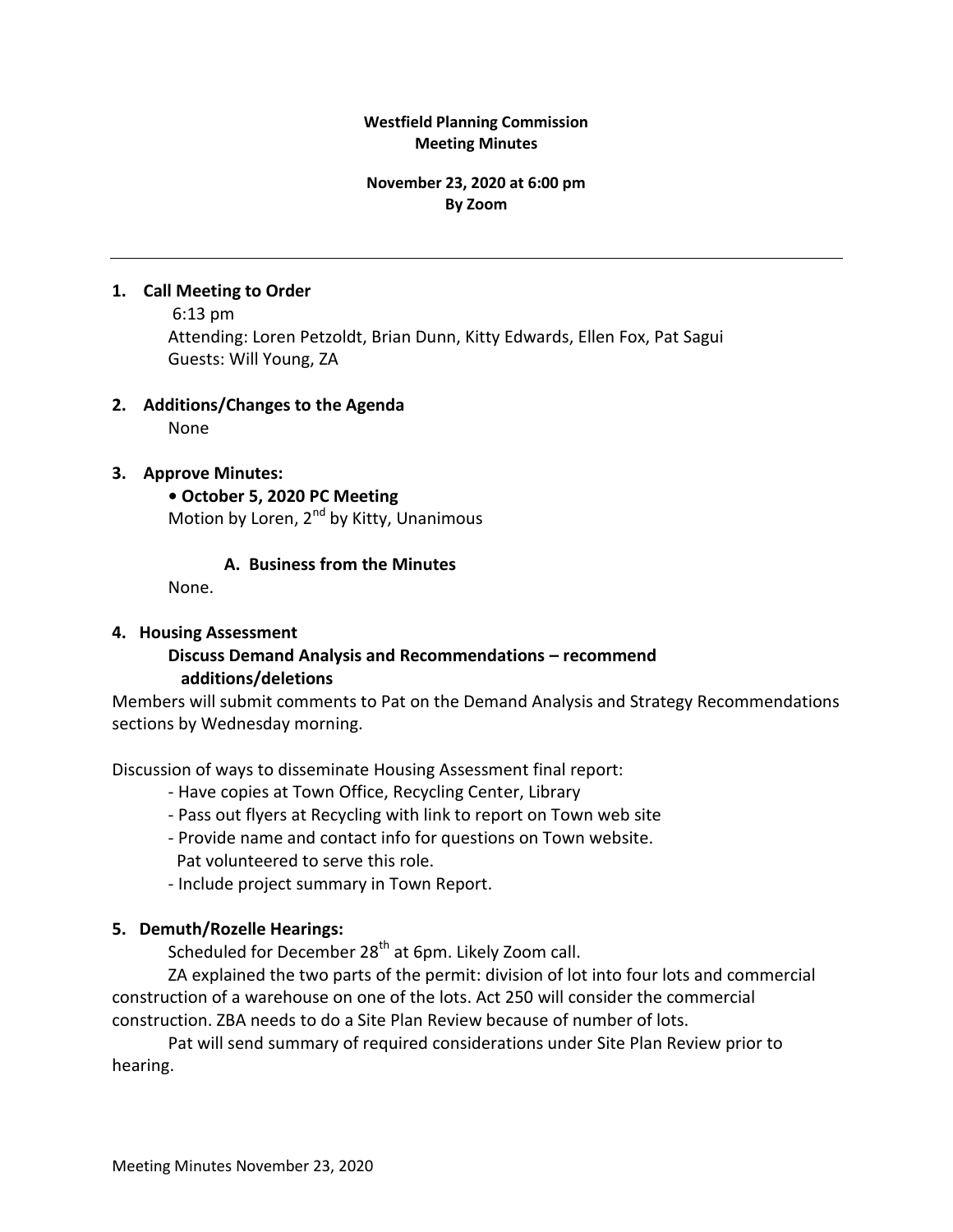**Westfield Planning Commission**
**Meeting Minutes**

**November 23, 2020 at 6:00 pm**
**By Zoom**

---

**1. Call Meeting to Order**

6:13 pm
Attending: Loren Petzoldt, Brian Dunn, Kitty Edwards, Ellen Fox, Pat Sagui
Guests: Will Young, ZA

**2. Additions/Changes to the Agenda**

None

**3. Approve Minutes:**

**• October 5, 2020 PC Meeting**
Motion by Loren, 2nd by Kitty, Unanimous

**A. Business from the Minutes**

None.

**4. Housing Assessment**

**Discuss Demand Analysis and Recommendations – recommend additions/deletions**

Members will submit comments to Pat on the Demand Analysis and Strategy Recommendations sections by Wednesday morning.

Discussion of ways to disseminate Housing Assessment final report:

- Have copies at Town Office, Recycling Center, Library
- Pass out flyers at Recycling with link to report on Town web site
- Provide name and contact info for questions on Town website. Pat volunteered to serve this role.
- Include project summary in Town Report.

**5. Demuth/Rozelle Hearings:**

Scheduled for December 28th at 6pm. Likely Zoom call.

ZA explained the two parts of the permit: division of lot into four lots and commercial construction of a warehouse on one of the lots. Act 250 will consider the commercial construction. ZBA needs to do a Site Plan Review because of number of lots.

Pat will send summary of required considerations under Site Plan Review prior to hearing.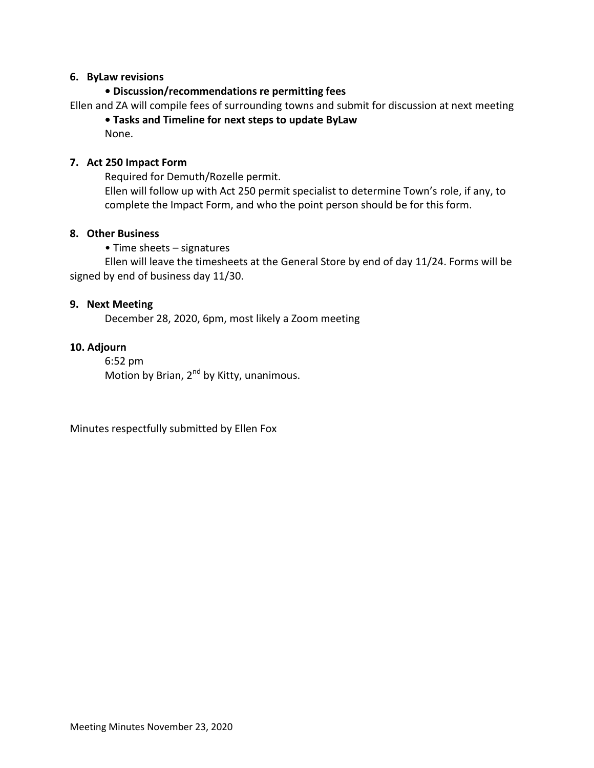**6. ByLaw revisions**

**• Discussion/recommendations re permitting fees**

Ellen and ZA will compile fees of surrounding towns and submit for discussion at next meeting

**• Tasks and Timeline for next steps to update ByLaw**

None.

**7. Act 250 Impact Form**

Required for Demuth/Rozelle permit.

Ellen will follow up with Act 250 permit specialist to determine Town's role, if any, to complete the Impact Form, and who the point person should be for this form.

**8. Other Business**

• Time sheets – signatures

Ellen will leave the timesheets at the General Store by end of day 11/24. Forms will be signed by end of business day 11/30.

**9. Next Meeting**

December 28, 2020, 6pm, most likely a Zoom meeting

**10. Adjourn**

6:52 pm

Motion by Brian, 2nd by Kitty, unanimous.

Minutes respectfully submitted by Ellen Fox

Meeting Minutes November 23, 2020